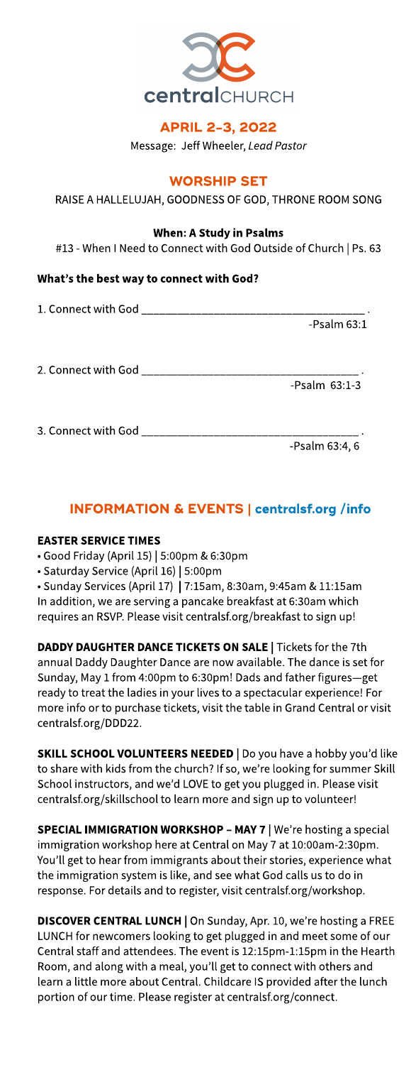centralCHURCH

## APRIL 2-3, 2022

Message: Jeff Wheeler, *Lead Pastor*

## WORSHIP SET

RAISE A HALLELUJAH, GOODNESS OF GOD, THRONE ROOM SONG

**When: A Study in Psalms**

#13 - When I Need to Connect with God Outside of Church | Ps. 63

### What's the best way to connect with God?

1. Connect with God ___________________________________ .
   -Psalm 63:1

2. Connect with God ___________________________________ .
   -Psalm 63:1-3

3. Connect with God ___________________________________ .
   -Psalm 63:4, 6

## INFORMATION & EVENTS | centralsf.org /info

**EASTER SERVICE TIMES**

- Good Friday (April 15) | 5:00pm & 6:30pm
- Saturday Service (April 16) | 5:00pm
- Sunday Services (April 17) | 7:15am, 8:30am, 9:45am & 11:15am

In addition, we are serving a pancake breakfast at 6:30am which requires an RSVP. Please visit centralsf.org/breakfast to sign up!

**DADDY DAUGHTER DANCE TICKETS ON SALE** | Tickets for the 7th annual Daddy Daughter Dance are now available. The dance is set for Sunday, May 1 from 4:00pm to 6:30pm! Dads and father figures—get ready to treat the ladies in your lives to a spectacular experience! For more info or to purchase tickets, visit the table in Grand Central or visit centralsf.org/DDD22.

**SKILL SCHOOL VOLUNTEERS NEEDED** | Do you have a hobby you'd like to share with kids from the church? If so, we're looking for summer Skill School instructors, and we'd LOVE to get you plugged in. Please visit centralsf.org/skillschool to learn more and sign up to volunteer!

**SPECIAL IMMIGRATION WORKSHOP – MAY 7** | We're hosting a special immigration workshop here at Central on May 7 at 10:00am-2:30pm. You'll get to hear from immigrants about their stories, experience what the immigration system is like, and see what God calls us to do in response. For details and to register, visit centralsf.org/workshop.

**DISCOVER CENTRAL LUNCH** | On Sunday, Apr. 10, we're hosting a FREE LUNCH for newcomers looking to get plugged in and meet some of our Central staff and attendees. The event is 12:15pm-1:15pm in the Hearth Room, and along with a meal, you'll get to connect with others and learn a little more about Central. Childcare IS provided after the lunch portion of our time. Please register at centralsf.org/connect.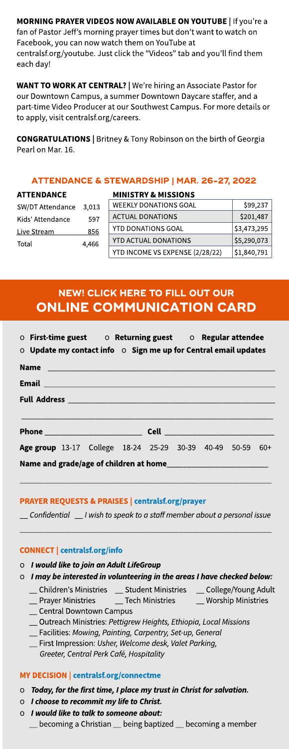**MORNING PRAYER VIDEOS NOW AVAILABLE ON YOUTUBE |** If you're a fan of Pastor Jeff's morning prayer times but don't want to watch on Facebook, you can now watch them on YouTube at centralsf.org/youtube. Just click the "Videos" tab and you'll find them each day!

**WANT TO WORK AT CENTRAL? |** We're hiring an Associate Pastor for our Downtown Campus, a summer Downtown Daycare staffer, and a part-time Video Producer at our Southwest Campus. For more details or to apply, visit centralsf.org/careers.

**CONGRATULATIONS |** Britney & Tony Robinson on the birth of Georgia Pearl on Mar. 16.

## ATTENDANCE & STEWARDSHIP | MAR. 26-27, 2022

**ATTENDANCE**

| | |
|---|---|
| SW/DT Attendance | 3,013 |
| Kids' Attendance | 597 |
| Live Stream | 856 |
| Total | 4,466 |

**MINISTRY & MISSIONS**

| | |
|---|---|
| WEEKLY DONATIONS GOAL | $99,237 |
| ACTUAL DONATIONS | $201,487 |
| YTD DONATIONS GOAL | $3,473,295 |
| YTD ACTUAL DONATIONS | $5,290,073 |
| YTD INCOME VS EXPENSE (2/28/22) | $1,840,791 |

## NEW! CLICK HERE TO FILL OUT OUR ONLINE COMMUNICATION CARD

○ **First-time guest** ○ **Returning guest** ○ **Regular attendee**
○ **Update my contact info** ○ **Sign me up for Central email updates**

**Name** ______________________________

**Email** ______________________________

**Full Address** ______________________________

______________________________

**Phone** ______________ **Cell** ______________

**Age group** 13-17 College 18-24 25-29 30-39 40-49 50-59 60+

**Name and grade/age of children at home**______________

______________________________

### PRAYER REQUESTS & PRAISES | centralsf.org/prayer

__ *Confidential* __ *I wish to speak to a staff member about a personal issue*

______________________________

### CONNECT | centralsf.org/info

○ ***I would like to join an Adult LifeGroup***
○ ***I may be interested in volunteering in the areas I have checked below:***

__ Children's Ministries __ Student Ministries __ College/Young Adult
__ Prayer Ministries __ Tech Ministries __ Worship Ministries
__ Central Downtown Campus
__ Outreach Ministries: *Pettigrew Heights, Ethiopia, Local Missions*
__ Facilities: *Mowing, Painting, Carpentry, Set-up, General*
__ First Impression: *Usher, Welcome desk, Valet Parking, Greeter, Central Perk Café, Hospitality*

### MY DECISION | centralsf.org/connectme

○ ***Today, for the first time, I place my trust in Christ for salvation.***
○ ***I choose to recommit my life to Christ.***
○ ***I would like to talk to someone about:***

__ becoming a Christian __ being baptized __ becoming a member